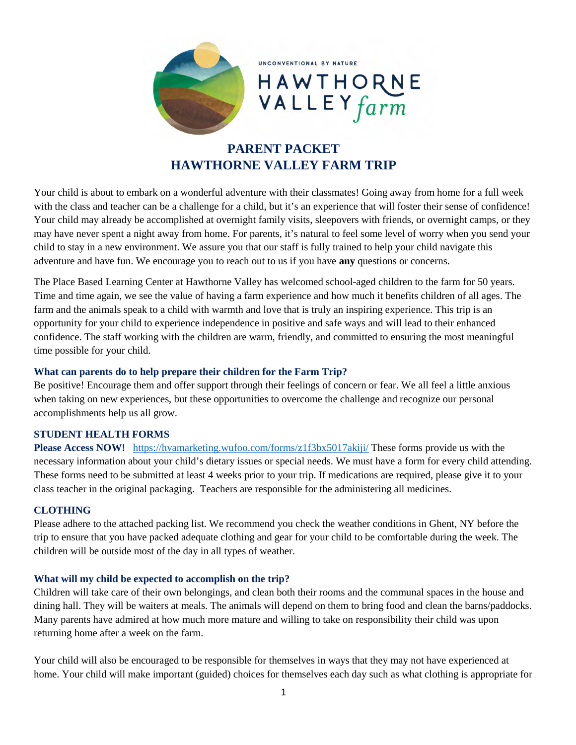UNCONVENTIONAL BY NATURE

HAWTHORNE VALLEY *farm*

# PARENT PACKET
# HAWTHORNE VALLEY FARM TRIP

Your child is about to embark on a wonderful adventure with their classmates! Going away from home for a full week with the class and teacher can be a challenge for a child, but it's an experience that will foster their sense of confidence! Your child may already be accomplished at overnight family visits, sleepovers with friends, or overnight camps, or they may have never spent a night away from home. For parents, it's natural to feel some level of worry when you send your child to stay in a new environment. We assure you that our staff is fully trained to help your child navigate this adventure and have fun. We encourage you to reach out to us if you have **any** questions or concerns.

The Place Based Learning Center at Hawthorne Valley has welcomed school-aged children to the farm for 50 years. Time and time again, we see the value of having a farm experience and how much it benefits children of all ages. The farm and the animals speak to a child with warmth and love that is truly an inspiring experience. This trip is an opportunity for your child to experience independence in positive and safe ways and will lead to their enhanced confidence. The staff working with the children are warm, friendly, and committed to ensuring the most meaningful time possible for your child.

### What can parents do to help prepare their children for the Farm Trip?

Be positive! Encourage them and offer support through their feelings of concern or fear. We all feel a little anxious when taking on new experiences, but these opportunities to overcome the challenge and recognize our personal accomplishments help us all grow.

### STUDENT HEALTH FORMS

**Please Access NOW!** https://hvamarketing.wufoo.com/forms/z1f3bx5017akiji/ These forms provide us with the necessary information about your child's dietary issues or special needs. We must have a form for every child attending. These forms need to be submitted at least 4 weeks prior to your trip. If medications are required, please give it to your class teacher in the original packaging. Teachers are responsible for the administering all medicines.

### CLOTHING

Please adhere to the attached packing list. We recommend you check the weather conditions in Ghent, NY before the trip to ensure that you have packed adequate clothing and gear for your child to be comfortable during the week. The children will be outside most of the day in all types of weather.

### What will my child be expected to accomplish on the trip?

Children will take care of their own belongings, and clean both their rooms and the communal spaces in the house and dining hall. They will be waiters at meals. The animals will depend on them to bring food and clean the barns/paddocks. Many parents have admired at how much more mature and willing to take on responsibility their child was upon returning home after a week on the farm.

Your child will also be encouraged to be responsible for themselves in ways that they may not have experienced at home. Your child will make important (guided) choices for themselves each day such as what clothing is appropriate for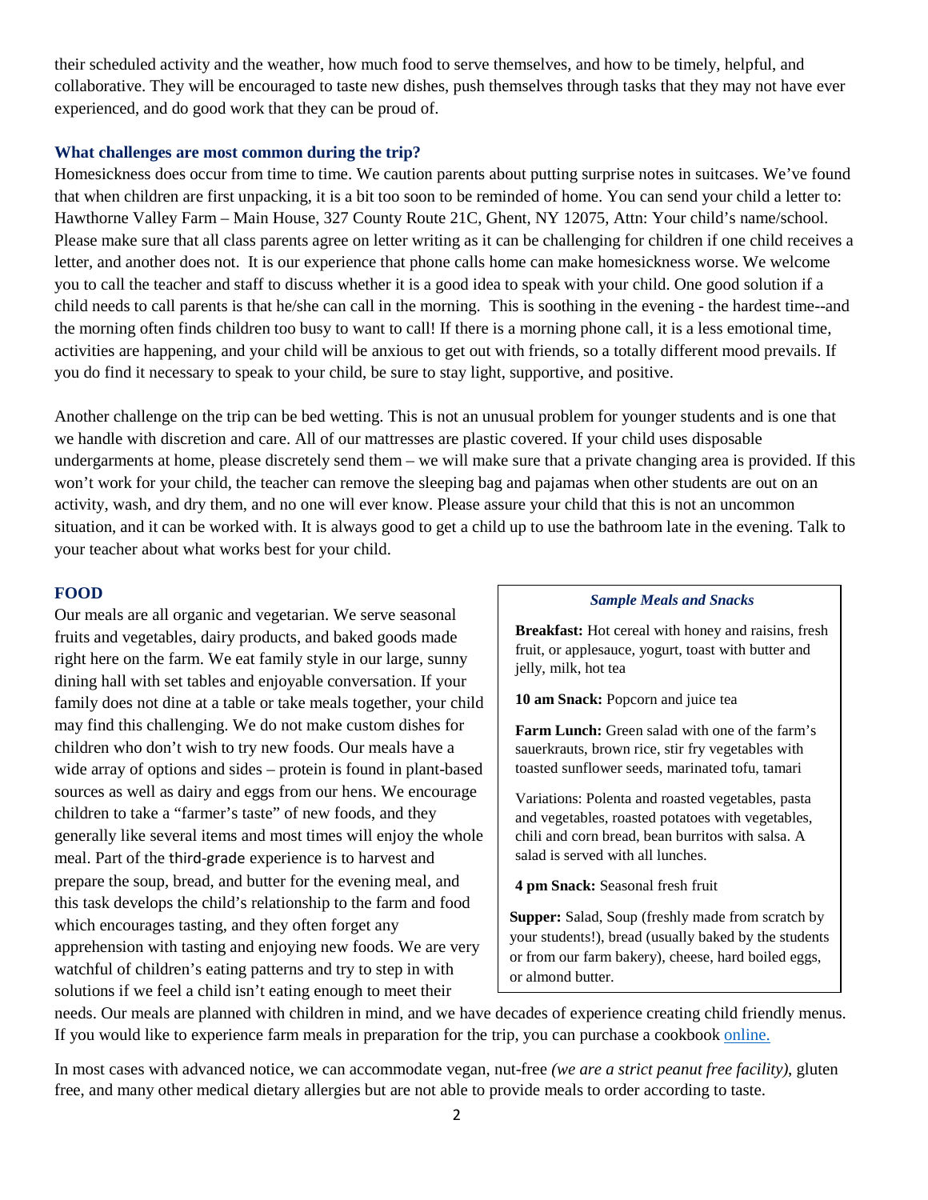their scheduled activity and the weather, how much food to serve themselves, and how to be timely, helpful, and collaborative. They will be encouraged to taste new dishes, push themselves through tasks that they may not have ever experienced, and do good work that they can be proud of.

### What challenges are most common during the trip?

Homesickness does occur from time to time. We caution parents about putting surprise notes in suitcases. We've found that when children are first unpacking, it is a bit too soon to be reminded of home. You can send your child a letter to: Hawthorne Valley Farm – Main House, 327 County Route 21C, Ghent, NY 12075, Attn: Your child's name/school. Please make sure that all class parents agree on letter writing as it can be challenging for children if one child receives a letter, and another does not. It is our experience that phone calls home can make homesickness worse. We welcome you to call the teacher and staff to discuss whether it is a good idea to speak with your child. One good solution if a child needs to call parents is that he/she can call in the morning. This is soothing in the evening - the hardest time--and the morning often finds children too busy to want to call! If there is a morning phone call, it is a less emotional time, activities are happening, and your child will be anxious to get out with friends, so a totally different mood prevails. If you do find it necessary to speak to your child, be sure to stay light, supportive, and positive.

Another challenge on the trip can be bed wetting. This is not an unusual problem for younger students and is one that we handle with discretion and care. All of our mattresses are plastic covered. If your child uses disposable undergarments at home, please discretely send them – we will make sure that a private changing area is provided. If this won't work for your child, the teacher can remove the sleeping bag and pajamas when other students are out on an activity, wash, and dry them, and no one will ever know. Please assure your child that this is not an uncommon situation, and it can be worked with. It is always good to get a child up to use the bathroom late in the evening. Talk to your teacher about what works best for your child.

## FOOD

Our meals are all organic and vegetarian. We serve seasonal fruits and vegetables, dairy products, and baked goods made right here on the farm. We eat family style in our large, sunny dining hall with set tables and enjoyable conversation. If your family does not dine at a table or take meals together, your child may find this challenging. We do not make custom dishes for children who don't wish to try new foods. Our meals have a wide array of options and sides – protein is found in plant-based sources as well as dairy and eggs from our hens. We encourage children to take a "farmer's taste" of new foods, and they generally like several items and most times will enjoy the whole meal. Part of the third-grade experience is to harvest and prepare the soup, bread, and butter for the evening meal, and this task develops the child's relationship to the farm and food which encourages tasting, and they often forget any apprehension with tasting and enjoying new foods. We are very watchful of children's eating patterns and try to step in with solutions if we feel a child isn't eating enough to meet their needs. Our meals are planned with children in mind, and we have decades of experience creating child friendly menus. If you would like to experience farm meals in preparation for the trip, you can purchase a cookbook online.

***Sample Meals and Snacks***

**Breakfast:** Hot cereal with honey and raisins, fresh fruit, or applesauce, yogurt, toast with butter and jelly, milk, hot tea

**10 am Snack:** Popcorn and juice tea

**Farm Lunch:** Green salad with one of the farm's sauerkrauts, brown rice, stir fry vegetables with toasted sunflower seeds, marinated tofu, tamari

Variations: Polenta and roasted vegetables, pasta and vegetables, roasted potatoes with vegetables, chili and corn bread, bean burritos with salsa. A salad is served with all lunches.

**4 pm Snack:** Seasonal fresh fruit

**Supper:** Salad, Soup (freshly made from scratch by your students!), bread (usually baked by the students or from our farm bakery), cheese, hard boiled eggs, or almond butter.

In most cases with advanced notice, we can accommodate vegan, nut-free *(we are a strict peanut free facility)*, gluten free, and many other medical dietary allergies but are not able to provide meals to order according to taste.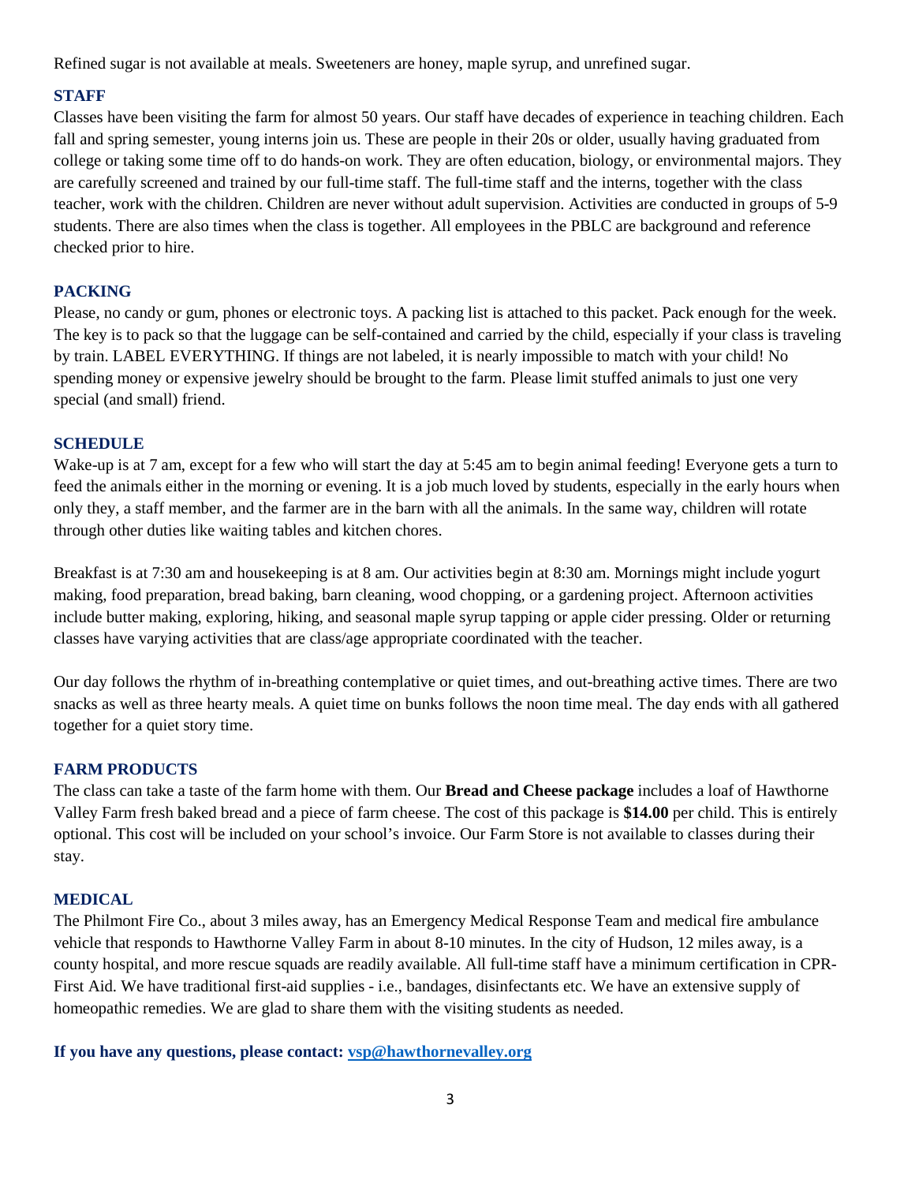Refined sugar is not available at meals. Sweeteners are honey, maple syrup, and unrefined sugar.

## STAFF

Classes have been visiting the farm for almost 50 years. Our staff have decades of experience in teaching children. Each fall and spring semester, young interns join us. These are people in their 20s or older, usually having graduated from college or taking some time off to do hands-on work. They are often education, biology, or environmental majors. They are carefully screened and trained by our full-time staff. The full-time staff and the interns, together with the class teacher, work with the children. Children are never without adult supervision. Activities are conducted in groups of 5-9 students. There are also times when the class is together. All employees in the PBLC are background and reference checked prior to hire.

## PACKING

Please, no candy or gum, phones or electronic toys. A packing list is attached to this packet. Pack enough for the week. The key is to pack so that the luggage can be self-contained and carried by the child, especially if your class is traveling by train. LABEL EVERYTHING. If things are not labeled, it is nearly impossible to match with your child! No spending money or expensive jewelry should be brought to the farm. Please limit stuffed animals to just one very special (and small) friend.

## SCHEDULE

Wake-up is at 7 am, except for a few who will start the day at 5:45 am to begin animal feeding! Everyone gets a turn to feed the animals either in the morning or evening. It is a job much loved by students, especially in the early hours when only they, a staff member, and the farmer are in the barn with all the animals. In the same way, children will rotate through other duties like waiting tables and kitchen chores.

Breakfast is at 7:30 am and housekeeping is at 8 am. Our activities begin at 8:30 am. Mornings might include yogurt making, food preparation, bread baking, barn cleaning, wood chopping, or a gardening project. Afternoon activities include butter making, exploring, hiking, and seasonal maple syrup tapping or apple cider pressing. Older or returning classes have varying activities that are class/age appropriate coordinated with the teacher.

Our day follows the rhythm of in-breathing contemplative or quiet times, and out-breathing active times. There are two snacks as well as three hearty meals. A quiet time on bunks follows the noon time meal. The day ends with all gathered together for a quiet story time.

## FARM PRODUCTS

The class can take a taste of the farm home with them. Our **Bread and Cheese package** includes a loaf of Hawthorne Valley Farm fresh baked bread and a piece of farm cheese. The cost of this package is **$14.00** per child. This is entirely optional. This cost will be included on your school's invoice. Our Farm Store is not available to classes during their stay.

## MEDICAL

The Philmont Fire Co., about 3 miles away, has an Emergency Medical Response Team and medical fire ambulance vehicle that responds to Hawthorne Valley Farm in about 8-10 minutes. In the city of Hudson, 12 miles away, is a county hospital, and more rescue squads are readily available. All full-time staff have a minimum certification in CPR-First Aid. We have traditional first-aid supplies - i.e., bandages, disinfectants etc. We have an extensive supply of homeopathic remedies. We are glad to share them with the visiting students as needed.

**If you have any questions, please contact: vsp@hawthornevalley.org**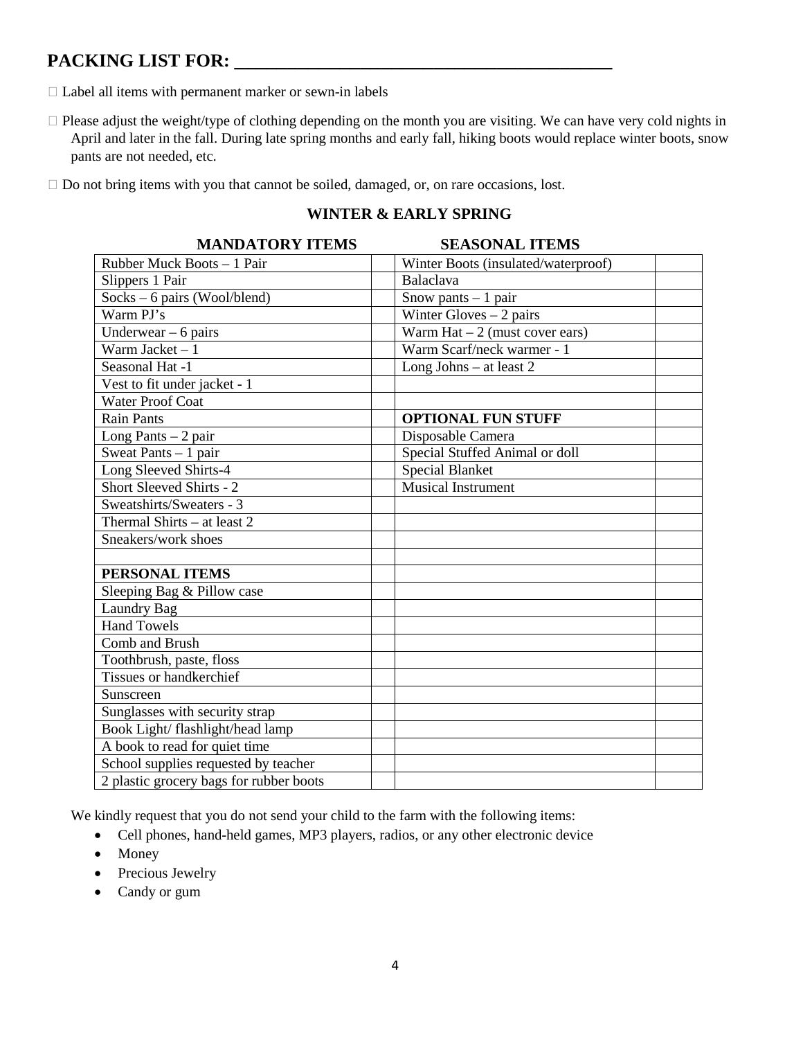# PACKING LIST FOR: ______________________________________

- Label all items with permanent marker or sewn-in labels
- Please adjust the weight/type of clothing depending on the month you are visiting. We can have very cold nights in April and later in the fall. During late spring months and early fall, hiking boots would replace winter boots, snow pants are not needed, etc.
- Do not bring items with you that cannot be soiled, damaged, or, on rare occasions, lost.

## WINTER & EARLY SPRING

| MANDATORY ITEMS | | SEASONAL ITEMS | |
|---|---|---|---|
| Rubber Muck Boots – 1 Pair | | Winter Boots (insulated/waterproof) | |
| Slippers 1 Pair | | Balaclava | |
| Socks – 6 pairs (Wool/blend) | | Snow pants – 1 pair | |
| Warm PJ's | | Winter Gloves – 2 pairs | |
| Underwear – 6 pairs | | Warm Hat – 2 (must cover ears) | |
| Warm Jacket – 1 | | Warm Scarf/neck warmer - 1 | |
| Seasonal Hat -1 | | Long Johns – at least 2 | |
| Vest to fit under jacket - 1 | | | |
| Water Proof Coat | | | |
| Rain Pants | | **OPTIONAL FUN STUFF** | |
| Long Pants – 2 pair | | Disposable Camera | |
| Sweat Pants – 1 pair | | Special Stuffed Animal or doll | |
| Long Sleeved Shirts-4 | | Special Blanket | |
| Short Sleeved Shirts - 2 | | Musical Instrument | |
| Sweatshirts/Sweaters - 3 | | | |
| Thermal Shirts – at least 2 | | | |
| Sneakers/work shoes | | | |
| | | | |
| **PERSONAL ITEMS** | | | |
| Sleeping Bag & Pillow case | | | |
| Laundry Bag | | | |
| Hand Towels | | | |
| Comb and Brush | | | |
| Toothbrush, paste, floss | | | |
| Tissues or handkerchief | | | |
| Sunscreen | | | |
| Sunglasses with security strap | | | |
| Book Light/ flashlight/head lamp | | | |
| A book to read for quiet time | | | |
| School supplies requested by teacher | | | |
| 2 plastic grocery bags for rubber boots | | | |

We kindly request that you do not send your child to the farm with the following items:

- Cell phones, hand-held games, MP3 players, radios, or any other electronic device
- Money
- Precious Jewelry
- Candy or gum